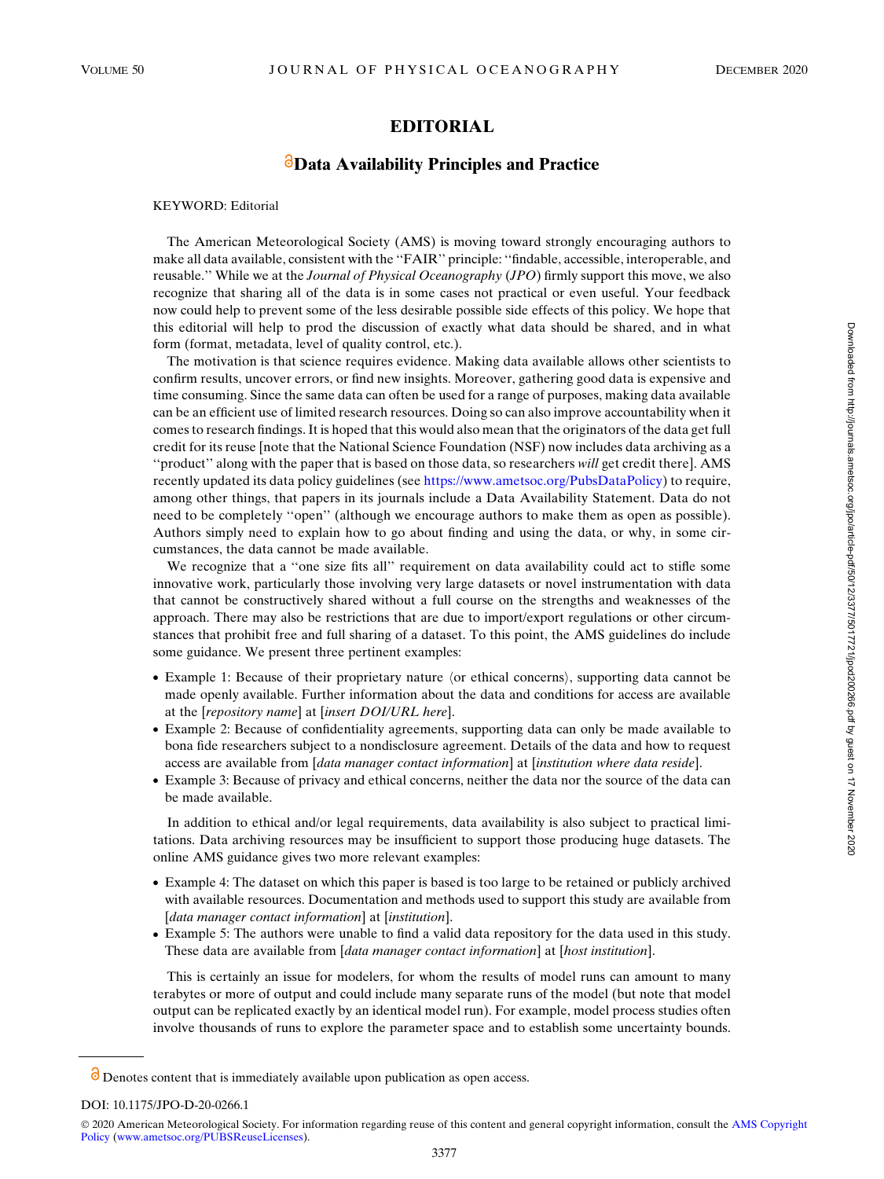# EDITORIAL

## Data Availability Principles and Practice

KEYWORD: Editorial

The American Meteorological Society (AMS) is moving toward strongly encouraging authors to make all data available, consistent with the ''FAIR'' principle: ''findable, accessible, interoperable, and reusable.'' While we at the *Journal of Physical Oceanography* (*JPO*) firmly support this move, we also recognize that sharing all of the data is in some cases not practical or even useful. Your feedback now could help to prevent some of the less desirable possible side effects of this policy. We hope that this editorial will help to prod the discussion of exactly what data should be shared, and in what form (format, metadata, level of quality control, etc.).

The motivation is that science requires evidence. Making data available allows other scientists to confirm results, uncover errors, or find new insights. Moreover, gathering good data is expensive and time consuming. Since the same data can often be used for a range of purposes, making data available can be an efficient use of limited research resources. Doing so can also improve accountability when it comes to research findings. It is hoped that this would also mean that the originators of the data get full credit for its reuse [note that the National Science Foundation (NSF) now includes data archiving as a ''product'' along with the paper that is based on those data, so researchers *will* get credit there]. AMS recently updated its data policy guidelines (see https://www.ametsoc.org/PubsDataPolicy) to require, among other things, that papers in its journals include a Data Availability Statement. Data do not need to be completely ''open'' (although we encourage authors to make them as open as possible). Authors simply need to explain how to go about finding and using the data, or why, in some circumstances, the data cannot be made available.

We recognize that a ''one size fits all'' requirement on data availability could act to stifle some innovative work, particularly those involving very large datasets or novel instrumentation with data that cannot be constructively shared without a full course on the strengths and weaknesses of the approach. There may also be restrictions that are due to import/export regulations or other circumstances that prohibit free and full sharing of a dataset. To this point, the AMS guidelines do include some guidance. We present three pertinent examples:

- Example 1: Because of their proprietary nature ⟨or ethical concerns⟩, supporting data cannot be made openly available. Further information about the data and conditions for access are available at the [*repository name*] at [*insert DOI/URL here*].
- Example 2: Because of confidentiality agreements, supporting data can only be made available to bona fide researchers subject to a nondisclosure agreement. Details of the data and how to request access are available from [*data manager contact information*] at [*institution where data reside*].
- Example 3: Because of privacy and ethical concerns, neither the data nor the source of the data can be made available.

In addition to ethical and/or legal requirements, data availability is also subject to practical limitations. Data archiving resources may be insufficient to support those producing huge datasets. The online AMS guidance gives two more relevant examples:

- Example 4: The dataset on which this paper is based is too large to be retained or publicly archived with available resources. Documentation and methods used to support this study are available from [*data manager contact information*] at [*institution*].
- Example 5: The authors were unable to find a valid data repository for the data used in this study. These data are available from [*data manager contact information*] at [*host institution*].

This is certainly an issue for modelers, for whom the results of model runs can amount to many terabytes or more of output and could include many separate runs of the model (but note that model output can be replicated exactly by an identical model run). For example, model process studies often involve thousands of runs to explore the parameter space and to establish some uncertainty bounds.

---

Denotes content that is immediately available upon publication as open access.

DOI: 10.1175/JPO-D-20-0266.1

© 2020 American Meteorological Society. For information regarding reuse of this content and general copyright information, consult the AMS Copyright Policy (www.ametsoc.org/PUBSReuseLicenses).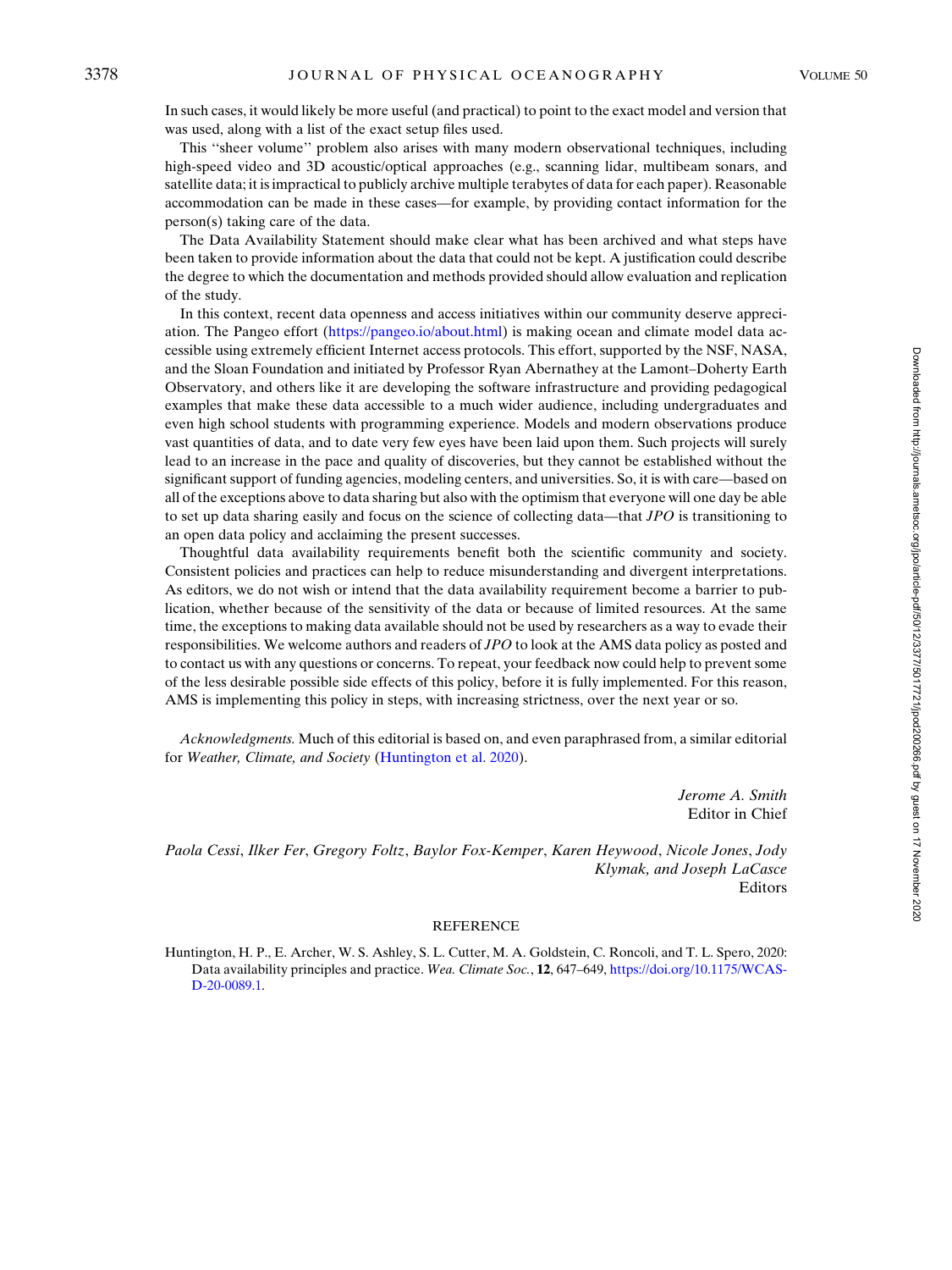In such cases, it would likely be more useful (and practical) to point to the exact model and version that was used, along with a list of the exact setup files used.

This ''sheer volume'' problem also arises with many modern observational techniques, including high-speed video and 3D acoustic/optical approaches (e.g., scanning lidar, multibeam sonars, and satellite data; it is impractical to publicly archive multiple terabytes of data for each paper). Reasonable accommodation can be made in these cases—for example, by providing contact information for the person(s) taking care of the data.

The Data Availability Statement should make clear what has been archived and what steps have been taken to provide information about the data that could not be kept. A justification could describe the degree to which the documentation and methods provided should allow evaluation and replication of the study.

In this context, recent data openness and access initiatives within our community deserve appreciation. The Pangeo effort (https://pangeo.io/about.html) is making ocean and climate model data accessible using extremely efficient Internet access protocols. This effort, supported by the NSF, NASA, and the Sloan Foundation and initiated by Professor Ryan Abernathey at the Lamont–Doherty Earth Observatory, and others like it are developing the software infrastructure and providing pedagogical examples that make these data accessible to a much wider audience, including undergraduates and even high school students with programming experience. Models and modern observations produce vast quantities of data, and to date very few eyes have been laid upon them. Such projects will surely lead to an increase in the pace and quality of discoveries, but they cannot be established without the significant support of funding agencies, modeling centers, and universities. So, it is with care—based on all of the exceptions above to data sharing but also with the optimism that everyone will one day be able to set up data sharing easily and focus on the science of collecting data—that *JPO* is transitioning to an open data policy and acclaiming the present successes.

Thoughtful data availability requirements benefit both the scientific community and society. Consistent policies and practices can help to reduce misunderstanding and divergent interpretations. As editors, we do not wish or intend that the data availability requirement become a barrier to publication, whether because of the sensitivity of the data or because of limited resources. At the same time, the exceptions to making data available should not be used by researchers as a way to evade their responsibilities. We welcome authors and readers of *JPO* to look at the AMS data policy as posted and to contact us with any questions or concerns. To repeat, your feedback now could help to prevent some of the less desirable possible side effects of this policy, before it is fully implemented. For this reason, AMS is implementing this policy in steps, with increasing strictness, over the next year or so.

*Acknowledgments.* Much of this editorial is based on, and even paraphrased from, a similar editorial for *Weather, Climate, and Society* (Huntington et al. 2020).

*Jerome A. Smith*
Editor in Chief

*Paola Cessi*, *Ilker Fer*, *Gregory Foltz*, *Baylor Fox-Kemper*, *Karen Heywood*, *Nicole Jones*, *Jody Klymak, and Joseph LaCasce*
Editors

## REFERENCE

Huntington, H. P., E. Archer, W. S. Ashley, S. L. Cutter, M. A. Goldstein, C. Roncoli, and T. L. Spero, 2020: Data availability principles and practice. *Wea. Climate Soc.*, **12**, 647–649, https://doi.org/10.1175/WCAS-D-20-0089.1.